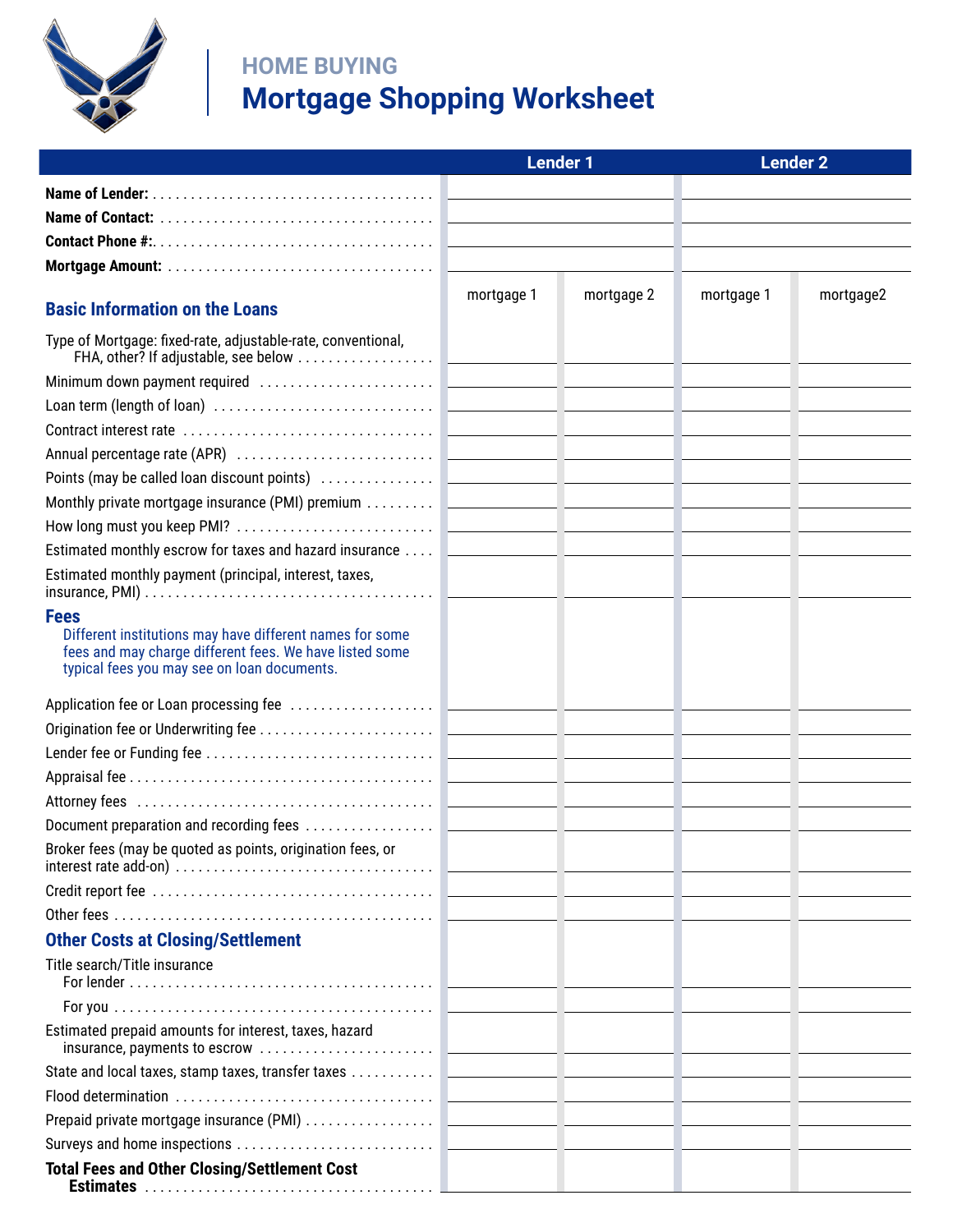## HOME BUYING

# Mortgage Shopping Worksheet

| | Lender 1 | | Lender 2 | |
|---|---|---|---|---|
| **Name of Lender:** | | | | |
| **Name of Contact:** | | | | |
| **Contact Phone #:** | | | | |
| **Mortgage Amount:** | | | | |
| **Basic Information on the Loans** | mortgage 1 | mortgage 2 | mortgage 1 | mortgage2 |
| Type of Mortgage: fixed-rate, adjustable-rate, conventional, FHA, other? If adjustable, see below | | | | |
| Minimum down payment required | | | | |
| Loan term (length of loan) | | | | |
| Contract interest rate | | | | |
| Annual percentage rate (APR) | | | | |
| Points (may be called loan discount points) | | | | |
| Monthly private mortgage insurance (PMI) premium | | | | |
| How long must you keep PMI? | | | | |
| Estimated monthly escrow for taxes and hazard insurance | | | | |
| Estimated monthly payment (principal, interest, taxes, insurance, PMI) | | | | |
| **Fees** Different institutions may have different names for some fees and may charge different fees. We have listed some typical fees you may see on loan documents. | | | | |
| Application fee or Loan processing fee | | | | |
| Origination fee or Underwriting fee | | | | |
| Lender fee or Funding fee | | | | |
| Appraisal fee | | | | |
| Attorney fees | | | | |
| Document preparation and recording fees | | | | |
| Broker fees (may be quoted as points, origination fees, or interest rate add-on) | | | | |
| Credit report fee | | | | |
| Other fees | | | | |
| **Other Costs at Closing/Settlement** | | | | |
| Title search/Title insurance For lender | | | | |
| For you | | | | |
| Estimated prepaid amounts for interest, taxes, hazard insurance, payments to escrow | | | | |
| State and local taxes, stamp taxes, transfer taxes | | | | |
| Flood determination | | | | |
| Prepaid private mortgage insurance (PMI) | | | | |
| Surveys and home inspections | | | | |
| **Total Fees and Other Closing/Settlement Cost Estimates** | | | | |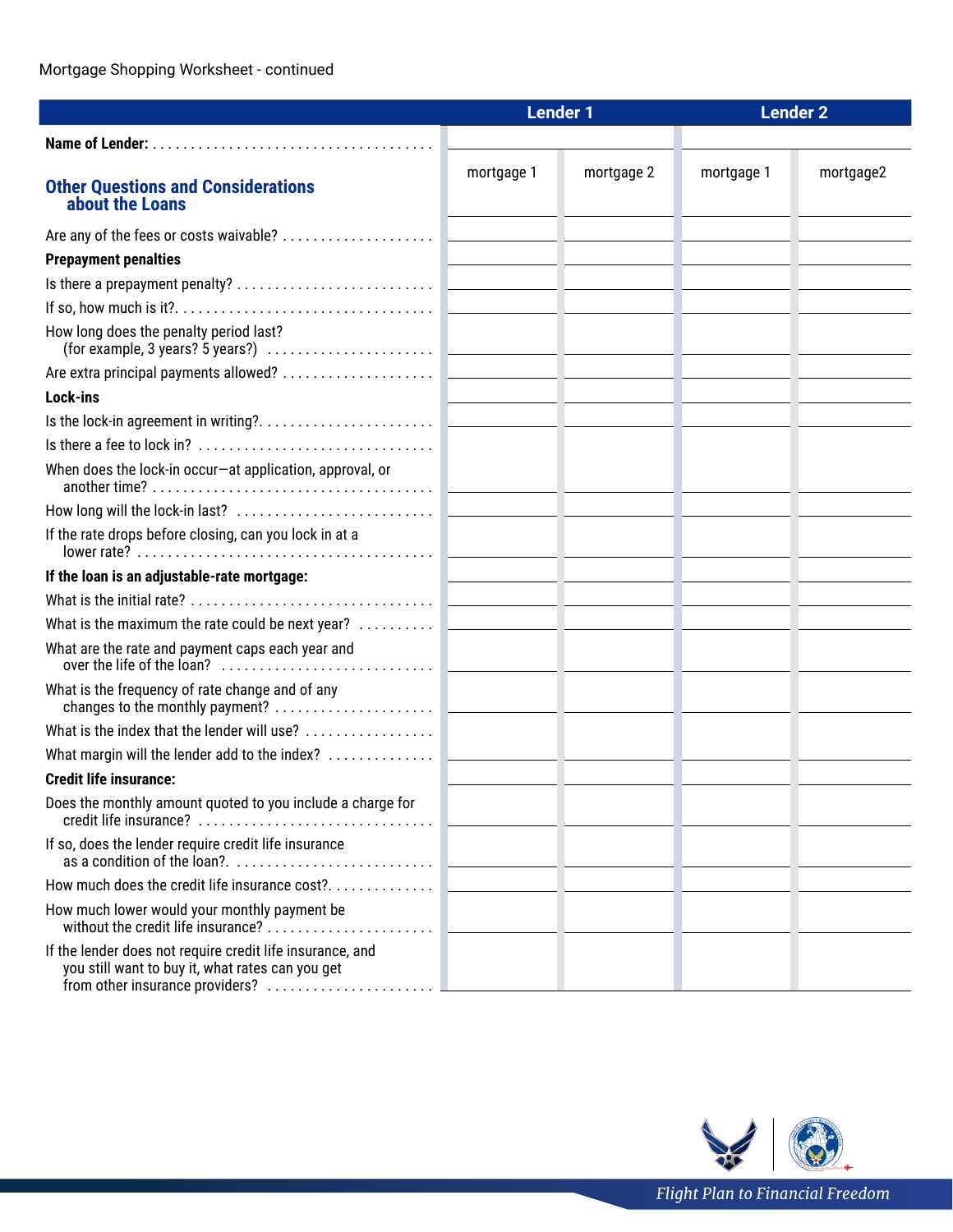Mortgage Shopping Worksheet - continued

| | Lender 1 | | Lender 2 | |
|---|---|---|---|---|
| **Name of Lender:** | | | | |
| | mortgage 1 | mortgage 2 | mortgage 1 | mortgage2 |
| **Other Questions and Considerations about the Loans** | | | | |
| Are any of the fees or costs waivable? | | | | |
| **Prepayment penalties** | | | | |
| Is there a prepayment penalty? | | | | |
| If so, how much is it? | | | | |
| How long does the penalty period last? (for example, 3 years? 5 years?) | | | | |
| Are extra principal payments allowed? | | | | |
| **Lock-ins** | | | | |
| Is the lock-in agreement in writing? | | | | |
| Is there a fee to lock in? | | | | |
| When does the lock-in occur—at application, approval, or another time? | | | | |
| How long will the lock-in last? | | | | |
| If the rate drops before closing, can you lock in at a lower rate? | | | | |
| **If the loan is an adjustable-rate mortgage:** | | | | |
| What is the initial rate? | | | | |
| What is the maximum the rate could be next year? | | | | |
| What are the rate and payment caps each year and over the life of the loan? | | | | |
| What is the frequency of rate change and of any changes to the monthly payment? | | | | |
| What is the index that the lender will use? | | | | |
| What margin will the lender add to the index? | | | | |
| **Credit life insurance:** | | | | |
| Does the monthly amount quoted to you include a charge for credit life insurance? | | | | |
| If so, does the lender require credit life insurance as a condition of the loan? | | | | |
| How much does the credit life insurance cost? | | | | |
| How much lower would your monthly payment be without the credit life insurance? | | | | |
| If the lender does not require credit life insurance, and you still want to buy it, what rates can you get from other insurance providers? | | | | |

*Flight Plan to Financial Freedom*